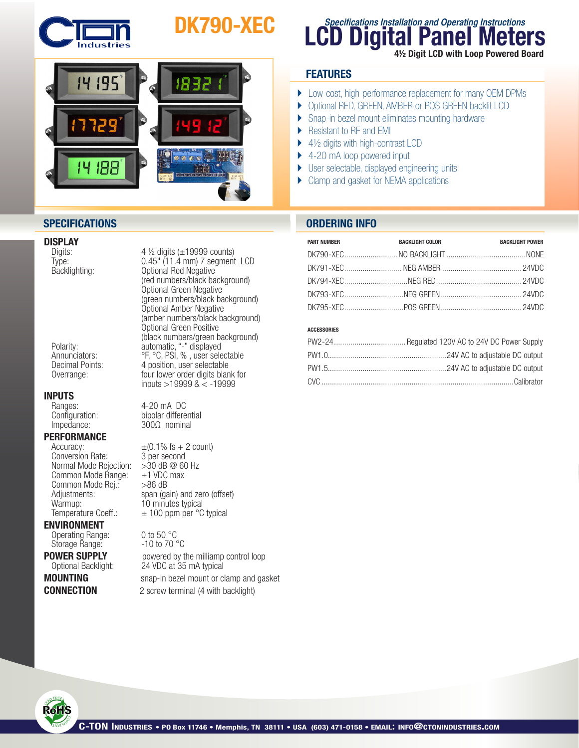# DK790-XEC

*Specifications Installation and Operating Instructions*

# LCD Digital Panel Meters

**4½ Digit LCD with Loop Powered Board**

## FEATURES

- Low-cost, high-performance replacement for many OEM DPMs
- Optional RED, GREEN, AMBER or POS GREEN backlit LCD
- Snap-in bezel mount eliminates mounting hardware
- Resistant to RF and EMI
- 4½ digits with high-contrast LCD
- 4-20 mA loop powered input
- User selectable, displayed engineering units
- Clamp and gasket for NEMA applications

## SPECIFICATIONS

### DISPLAY

| | |
|---|---|
| Digits: | 4 ½ digits (±19999 counts) |
| Type: | 0.45" (11.4 mm) 7 segment LCD |
| Backlighting: | Optional Red Negative (red numbers/black background) Optional Green Negative (green numbers/black background) Optional Amber Negative (amber numbers/black background) Optional Green Positive (black numbers/green background) |
| Polarity: | automatic, "-" displayed |
| Annunciators: | °F, °C, PSI, % , user selectable |
| Decimal Points: | 4 position, user selectable |
| Overrange: | four lower order digits blank for inputs >19999 & < -19999 |

### INPUTS

| | |
|---|---|
| Ranges: | 4-20 mA DC |
| Configuration: | bipolar differential |
| Impedance: | 300Ω nominal |

### PERFORMANCE

| | |
|---|---|
| Accuracy: | ±(0.1% fs + 2 count) |
| Conversion Rate: | 3 per second |
| Normal Mode Rejection: | >30 dB @ 60 Hz |
| Common Mode Range: | ±1 VDC max |
| Common Mode Rej.: | >86 dB |
| Adjustments: | span (gain) and zero (offset) |
| Warmup: | 10 minutes typical |
| Temperature Coeff.: | ± 100 ppm per °C typical |

### ENVIRONMENT

| | |
|---|---|
| Operating Range: | 0 to 50 °C |
| Storage Range: | -10 to 70 °C |

### POWER SUPPLY

powered by the milliamp control loop

Optional Backlight: 24 VDC at 35 mA typical

### MOUNTING

snap-in bezel mount or clamp and gasket

### CONNECTION

2 screw terminal (4 with backlight)

## ORDERING INFO

| PART NUMBER | BACKLIGHT COLOR | BACKLIGHT POWER |
|---|---|---|
| DK790-XEC | NO BACKLIGHT | NONE |
| DK791-XEC | NEG AMBER | 24VDC |
| DK794-XEC | NEG RED | 24VDC |
| DK793-XEC | NEG GREEN | 24VDC |
| DK795-XEC | POS GREEN | 24VDC |

**ACCESSORIES**

| | |
|---|---|
| PW2-24 | Regulated 120V AC to 24V DC Power Supply |
| PW1.0 | 24V AC to adjustable DC output |
| PW1.5 | 24V AC to adjustable DC output |
| CVC | Calibrator |

C-TON Industries • PO Box 11746 • Memphis, TN 38111 • USA (603) 471-0158 • EMAIL: INFO@CTONINDUSTRIES.COM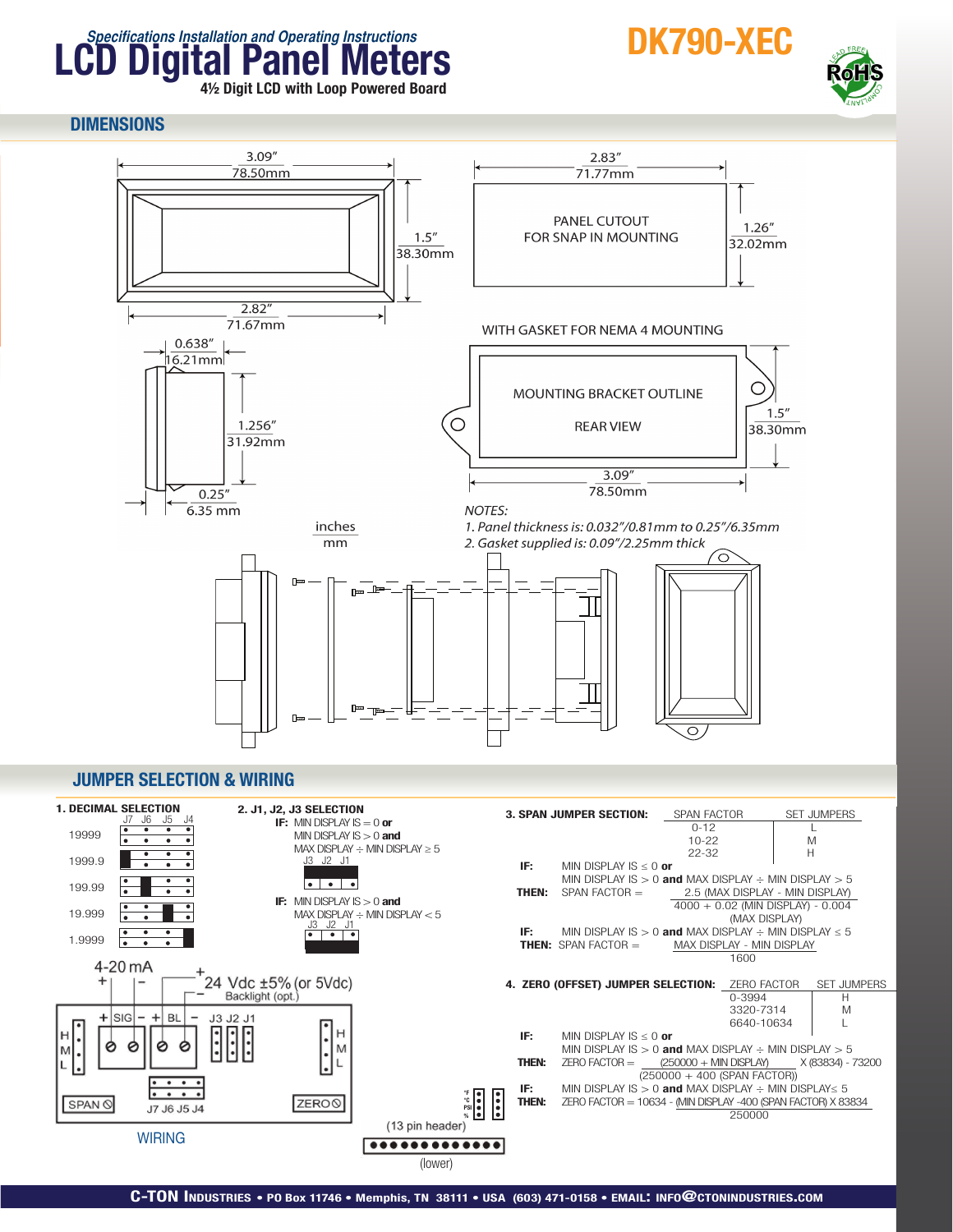*Specifications Installation and Operating Instructions*

# LCD Digital Panel Meters

**4½ Digit LCD with Loop Powered Board**

# DK790-XEC

## DIMENSIONS

3.09″
78.50mm

1.5″
38.30mm

2.82″
71.67mm

2.83″
71.77mm

PANEL CUTOUT
FOR SNAP IN MOUNTING

1.26″
32.02mm

WITH GASKET FOR NEMA 4 MOUNTING

MOUNTING BRACKET OUTLINE

REAR VIEW

1.5″
38.30mm

3.09″
78.50mm

0.638″
16.21mm

1.256″
31.92mm

0.25″
6.35 mm

inches
mm

*NOTES:*

*1. Panel thickness is: 0.032″/0.81mm to 0.25″/6.35mm*

*2. Gasket supplied is: 0.09″/2.25mm thick*

## JUMPER SELECTION & WIRING

**1. DECIMAL SELECTION**

J7 J6 J5 J4

19999

1999.9

199.99

19.999

1.9999

**2. J1, J2, J3 SELECTION**

**IF:** MIN DISPLAY IS = 0 **or**
MIN DISPLAY IS > 0 **and**
MAX DISPLAY ÷ MIN DISPLAY ≥ 5

J3 J2 J1

**IF:** MIN DISPLAY IS > 0 **and**
MAX DISPLAY ÷ MIN DISPLAY < 5

J3 J2 J1

4-20 mA

24 Vdc ±5% (or 5Vdc)
Backlight (opt.)

SIG BL J3 J2 J1

H M L

SPAN

J7 J6 J5 J4

ZERO

°F °C PSI %

(13 pin header)

(lower)

WIRING

**3. SPAN JUMPER SECTION:**

| SPAN FACTOR | SET JUMPERS |
|---|---|
| 0-12 | L |
| 10-22 | M |
| 22-32 | H |

**IF:** MIN DISPLAY IS ≤ 0 **or**
MIN DISPLAY IS > 0 **and** MAX DISPLAY ÷ MIN DISPLAY > 5

**THEN:** SPAN FACTOR = $\dfrac{2.5 \text{ (MAX DISPLAY - MIN DISPLAY)}}{4000 + 0.02 \text{ (MIN DISPLAY)} - 0.004 \text{ (MAX DISPLAY)}}$

**IF:** MIN DISPLAY IS > 0 **and** MAX DISPLAY ÷ MIN DISPLAY ≤ 5

**THEN:** SPAN FACTOR = $\dfrac{\text{MAX DISPLAY - MIN DISPLAY}}{1600}$

**4. ZERO (OFFSET) JUMPER SELECTION:**

| ZERO FACTOR | SET JUMPERS |
|---|---|
| 0-3994 | H |
| 3320-7314 | M |
| 6640-10634 | L |

**IF:** MIN DISPLAY IS ≤ 0 **or**
MIN DISPLAY IS > 0 **and** MAX DISPLAY ÷ MIN DISPLAY > 5

**THEN:** ZERO FACTOR = $\dfrac{(250000 + \text{MIN DISPLAY})}{(250000 + 400 \text{ (SPAN FACTOR)})} \times (83834) - 73200$

**IF:** MIN DISPLAY IS > 0 **and** MAX DISPLAY ÷ MIN DISPLAY≤ 5

**THEN:** ZERO FACTOR = 10634 - $\dfrac{\text{(MIN DISPLAY -400 (SPAN FACTOR) X 83834}}{250000}$

C-TON INDUSTRIES • PO Box 11746 • Memphis, TN 38111 • USA (603) 471-0158 • EMAIL: INFO@CTONINDUSTRIES.COM